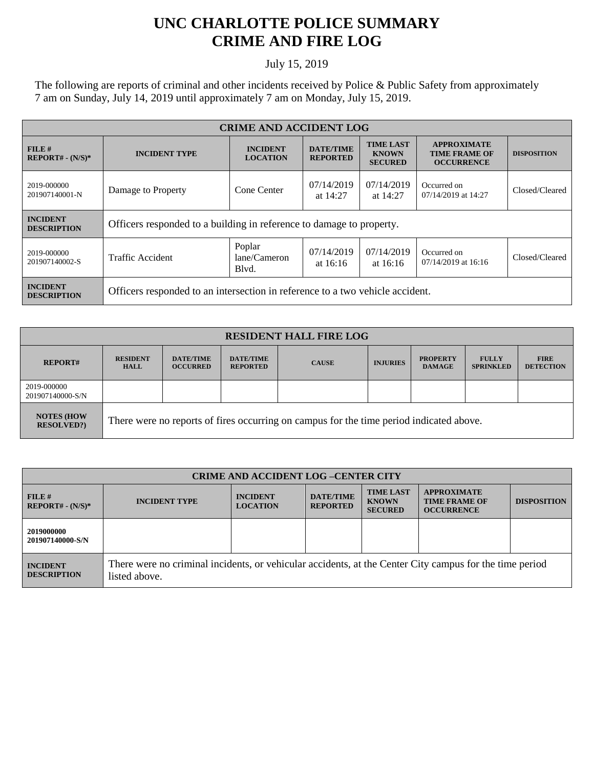# UNC CHARLOTTE POLICE SUMMARY
# CRIME AND FIRE LOG

July 15, 2019

The following are reports of criminal and other incidents received by Police & Public Safety from approximately 7 am on Sunday, July 14, 2019 until approximately 7 am on Monday, July 15, 2019.

| CRIME AND ACCIDENT LOG | | | | | | |
|---|---|---|---|---|---|---|
| **FILE # REPORT# - (N/S)*** | **INCIDENT TYPE** | **INCIDENT LOCATION** | **DATE/TIME REPORTED** | **TIME LAST KNOWN SECURED** | **APPROXIMATE TIME FRAME OF OCCURRENCE** | **DISPOSITION** |
| 2019-000000 201907140001-N | Damage to Property | Cone Center | 07/14/2019 at 14:27 | 07/14/2019 at 14:27 | Occurred on 07/14/2019 at 14:27 | Closed/Cleared |
| **INCIDENT DESCRIPTION** | Officers responded to a building in reference to damage to property. | | | | | |
| 2019-000000 201907140002-S | Traffic Accident | Poplar lane/Cameron Blvd. | 07/14/2019 at 16:16 | 07/14/2019 at 16:16 | Occurred on 07/14/2019 at 16:16 | Closed/Cleared |
| **INCIDENT DESCRIPTION** | Officers responded to an intersection in reference to a two vehicle accident. | | | | | |

| RESIDENT HALL FIRE LOG | | | | | | | | |
|---|---|---|---|---|---|---|---|---|
| **REPORT#** | **RESIDENT HALL** | **DATE/TIME OCCURRED** | **DATE/TIME REPORTED** | **CAUSE** | **INJURIES** | **PROPERTY DAMAGE** | **FULLY SPRINKLED** | **FIRE DETECTION** |
| 2019-000000 201907140000-S/N | | | | | | | | |
| **NOTES (HOW RESOLVED?)** | There were no reports of fires occurring on campus for the time period indicated above. | | | | | | | |

| CRIME AND ACCIDENT LOG –CENTER CITY | | | | | | |
|---|---|---|---|---|---|---|
| **FILE # REPORT# - (N/S)*** | **INCIDENT TYPE** | **INCIDENT LOCATION** | **DATE/TIME REPORTED** | **TIME LAST KNOWN SECURED** | **APPROXIMATE TIME FRAME OF OCCURRENCE** | **DISPOSITION** |
| **2019000000 201907140000-S/N** | | | | | | |
| **INCIDENT DESCRIPTION** | There were no criminal incidents, or vehicular accidents, at the Center City campus for the time period listed above. | | | | | |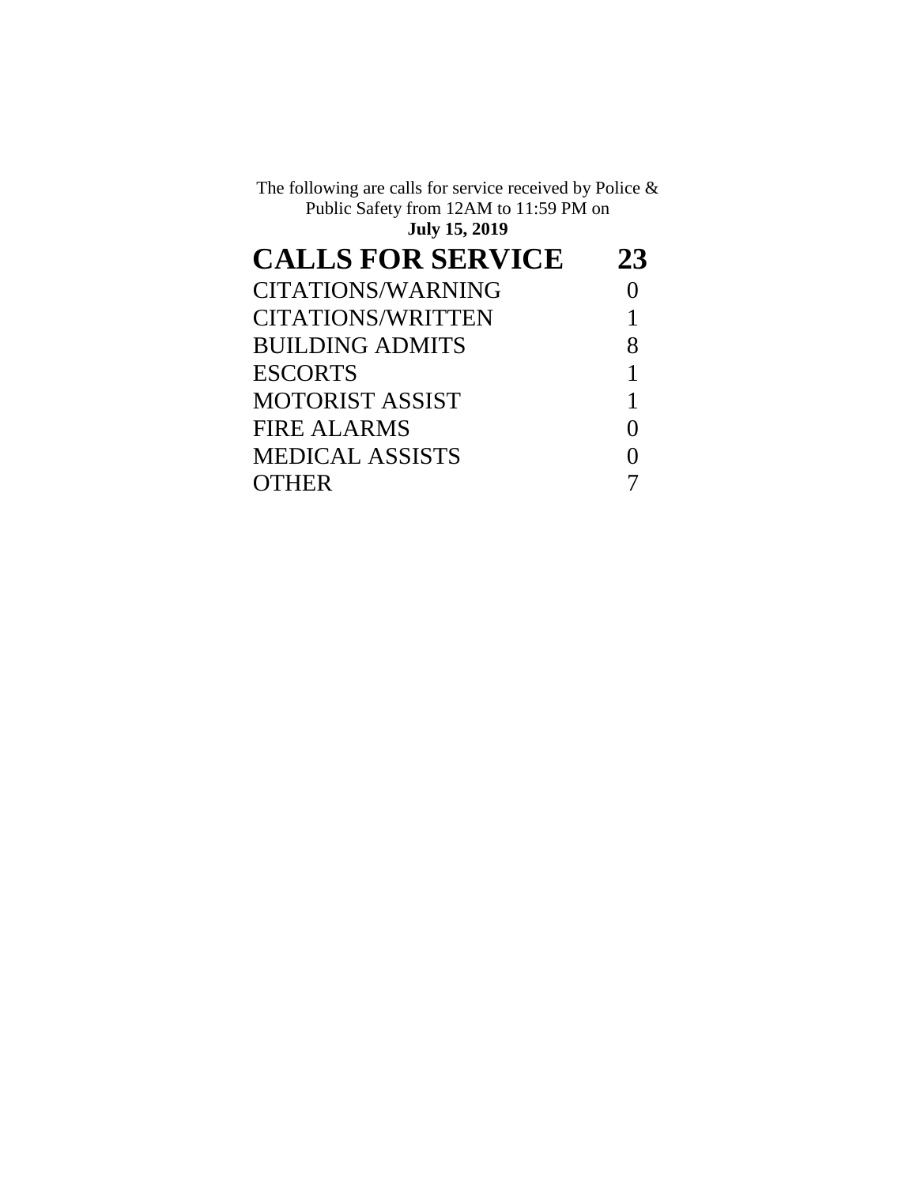The following are calls for service received by Police & Public Safety from 12AM to 11:59 PM on

**July 15, 2019**

| | |
|---|---|
| **CALLS FOR SERVICE** | **23** |
| CITATIONS/WARNING | 0 |
| CITATIONS/WRITTEN | 1 |
| BUILDING ADMITS | 8 |
| ESCORTS | 1 |
| MOTORIST ASSIST | 1 |
| FIRE ALARMS | 0 |
| MEDICAL ASSISTS | 0 |
| OTHER | 7 |